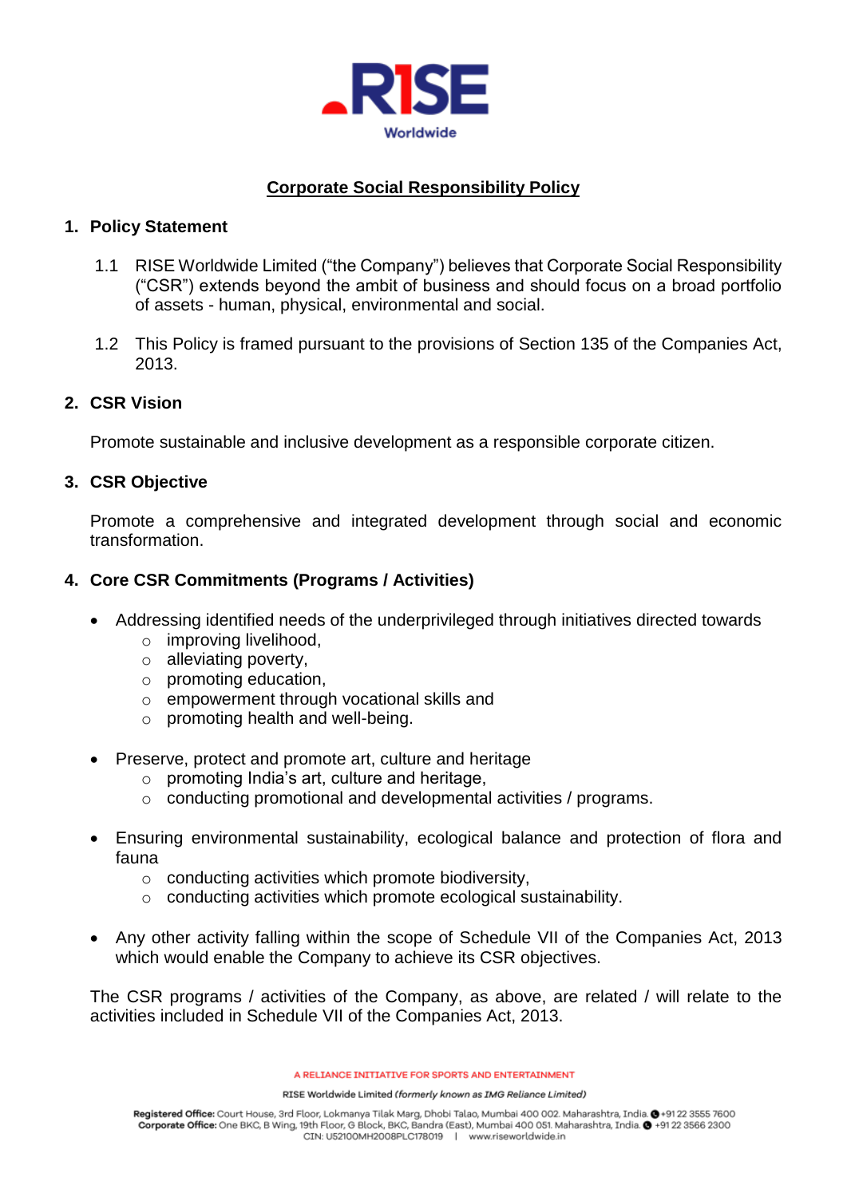# Corporate Social Responsibility Policy

## 1. Policy Statement

1.1 RISE Worldwide Limited ("the Company") believes that Corporate Social Responsibility ("CSR") extends beyond the ambit of business and should focus on a broad portfolio of assets - human, physical, environmental and social.

1.2 This Policy is framed pursuant to the provisions of Section 135 of the Companies Act, 2013.

## 2. CSR Vision

Promote sustainable and inclusive development as a responsible corporate citizen.

## 3. CSR Objective

Promote a comprehensive and integrated development through social and economic transformation.

## 4. Core CSR Commitments (Programs / Activities)

- Addressing identified needs of the underprivileged through initiatives directed towards
  - improving livelihood,
  - alleviating poverty,
  - promoting education,
  - empowerment through vocational skills and
  - promoting health and well-being.

- Preserve, protect and promote art, culture and heritage
  - promoting India's art, culture and heritage,
  - conducting promotional and developmental activities / programs.

- Ensuring environmental sustainability, ecological balance and protection of flora and fauna
  - conducting activities which promote biodiversity,
  - conducting activities which promote ecological sustainability.

- Any other activity falling within the scope of Schedule VII of the Companies Act, 2013 which would enable the Company to achieve its CSR objectives.

The CSR programs / activities of the Company, as above, are related / will relate to the activities included in Schedule VII of the Companies Act, 2013.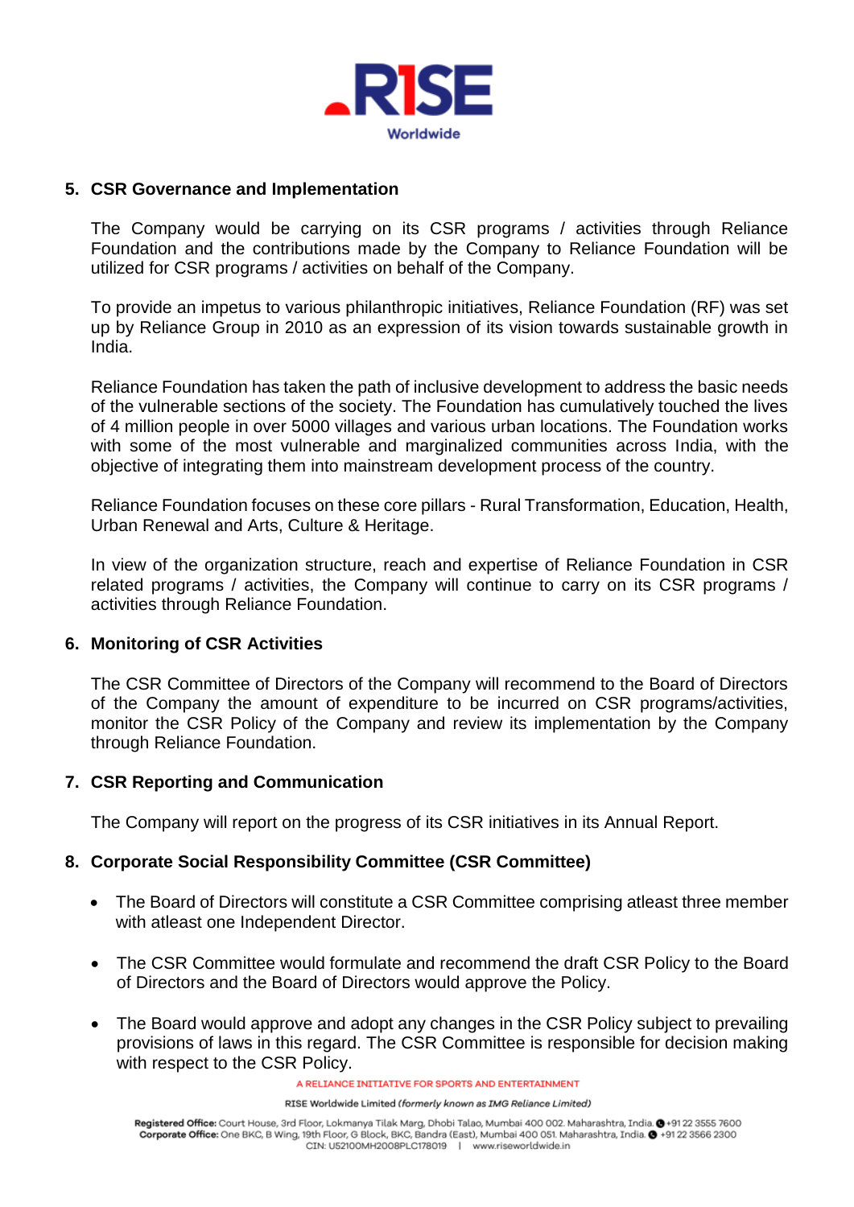## 5. CSR Governance and Implementation

The Company would be carrying on its CSR programs / activities through Reliance Foundation and the contributions made by the Company to Reliance Foundation will be utilized for CSR programs / activities on behalf of the Company.

To provide an impetus to various philanthropic initiatives, Reliance Foundation (RF) was set up by Reliance Group in 2010 as an expression of its vision towards sustainable growth in India.

Reliance Foundation has taken the path of inclusive development to address the basic needs of the vulnerable sections of the society. The Foundation has cumulatively touched the lives of 4 million people in over 5000 villages and various urban locations. The Foundation works with some of the most vulnerable and marginalized communities across India, with the objective of integrating them into mainstream development process of the country.

Reliance Foundation focuses on these core pillars - Rural Transformation, Education, Health, Urban Renewal and Arts, Culture & Heritage.

In view of the organization structure, reach and expertise of Reliance Foundation in CSR related programs / activities, the Company will continue to carry on its CSR programs / activities through Reliance Foundation.

## 6. Monitoring of CSR Activities

The CSR Committee of Directors of the Company will recommend to the Board of Directors of the Company the amount of expenditure to be incurred on CSR programs/activities, monitor the CSR Policy of the Company and review its implementation by the Company through Reliance Foundation.

## 7. CSR Reporting and Communication

The Company will report on the progress of its CSR initiatives in its Annual Report.

## 8. Corporate Social Responsibility Committee (CSR Committee)

- The Board of Directors will constitute a CSR Committee comprising atleast three member with atleast one Independent Director.
- The CSR Committee would formulate and recommend the draft CSR Policy to the Board of Directors and the Board of Directors would approve the Policy.
- The Board would approve and adopt any changes in the CSR Policy subject to prevailing provisions of laws in this regard. The CSR Committee is responsible for decision making with respect to the CSR Policy.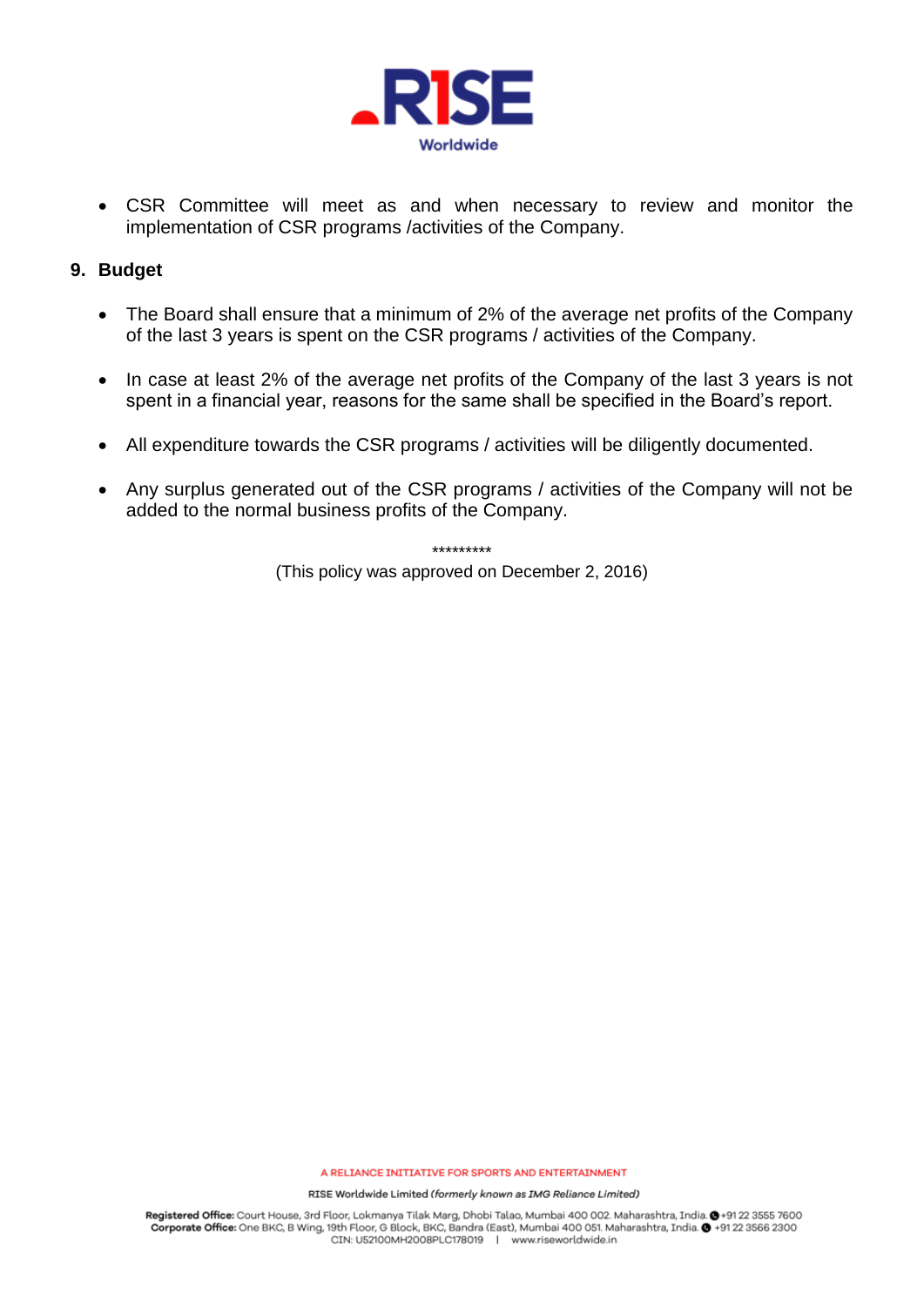- CSR Committee will meet as and when necessary to review and monitor the implementation of CSR programs /activities of the Company.

## 9. Budget

- The Board shall ensure that a minimum of 2% of the average net profits of the Company of the last 3 years is spent on the CSR programs / activities of the Company.

- In case at least 2% of the average net profits of the Company of the last 3 years is not spent in a financial year, reasons for the same shall be specified in the Board's report.

- All expenditure towards the CSR programs / activities will be diligently documented.

- Any surplus generated out of the CSR programs / activities of the Company will not be added to the normal business profits of the Company.

*********

(This policy was approved on December 2, 2016)